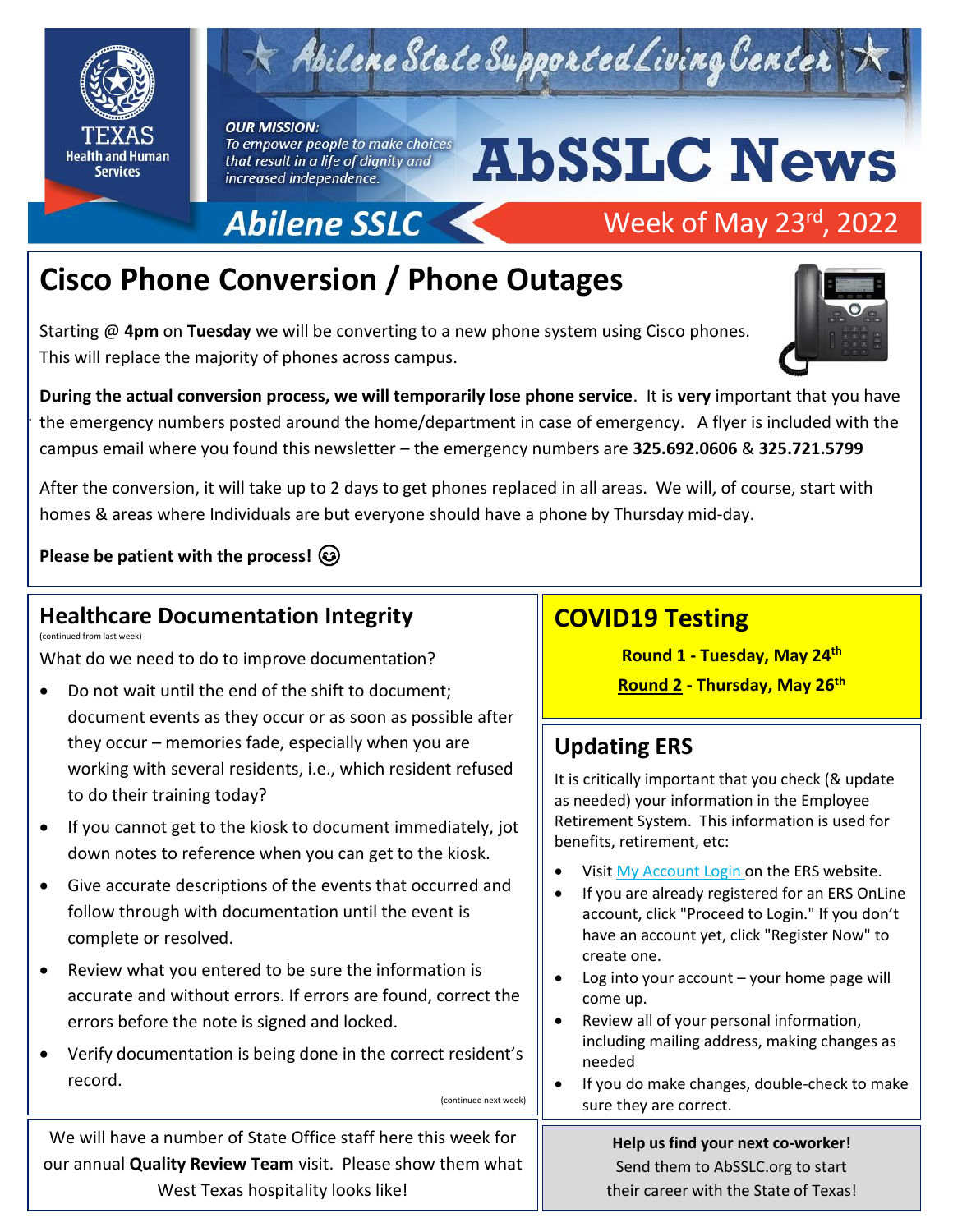# Abilene State Supported Living Center

TEXAS Health and Human Services

*OUR MISSION:*
*To empower people to make choices that result in a life of dignity and increased independence.*

# AbSSLC News

**Abilene SSLC** — Week of May 23rd, 2022

## Cisco Phone Conversion / Phone Outages

Starting @ **4pm** on **Tuesday** we will be converting to a new phone system using Cisco phones. This will replace the majority of phones across campus.

**During the actual conversion process, we will temporarily lose phone service**. It is **very** important that you have the emergency numbers posted around the home/department in case of emergency. A flyer is included with the campus email where you found this newsletter – the emergency numbers are **325.692.0606** & **325.721.5799**

After the conversion, it will take up to 2 days to get phones replaced in all areas. We will, of course, start with homes & areas where Individuals are but everyone should have a phone by Thursday mid-day.

**Please be patient with the process!** 😉

## Healthcare Documentation Integrity

(continued from last week)

What do we need to do to improve documentation?

- Do not wait until the end of the shift to document; document events as they occur or as soon as possible after they occur – memories fade, especially when you are working with several residents, i.e., which resident refused to do their training today?
- If you cannot get to the kiosk to document immediately, jot down notes to reference when you can get to the kiosk.
- Give accurate descriptions of the events that occurred and follow through with documentation until the event is complete or resolved.
- Review what you entered to be sure the information is accurate and without errors. If errors are found, correct the errors before the note is signed and locked.
- Verify documentation is being done in the correct resident's record.

(continued next week)

We will have a number of State Office staff here this week for our annual **Quality Review Team** visit. Please show them what West Texas hospitality looks like!

## COVID19 Testing

**Round 1 - Tuesday, May 24th**

**Round 2 - Thursday, May 26th**

## Updating ERS

It is critically important that you check (& update as needed) your information in the Employee Retirement System. This information is used for benefits, retirement, etc:

- Visit My Account Login on the ERS website.
- If you are already registered for an ERS OnLine account, click "Proceed to Login." If you don't have an account yet, click "Register Now" to create one.
- Log into your account – your home page will come up.
- Review all of your personal information, including mailing address, making changes as needed
- If you do make changes, double-check to make sure they are correct.

**Help us find your next co-worker!**
Send them to AbSSLC.org to start their career with the State of Texas!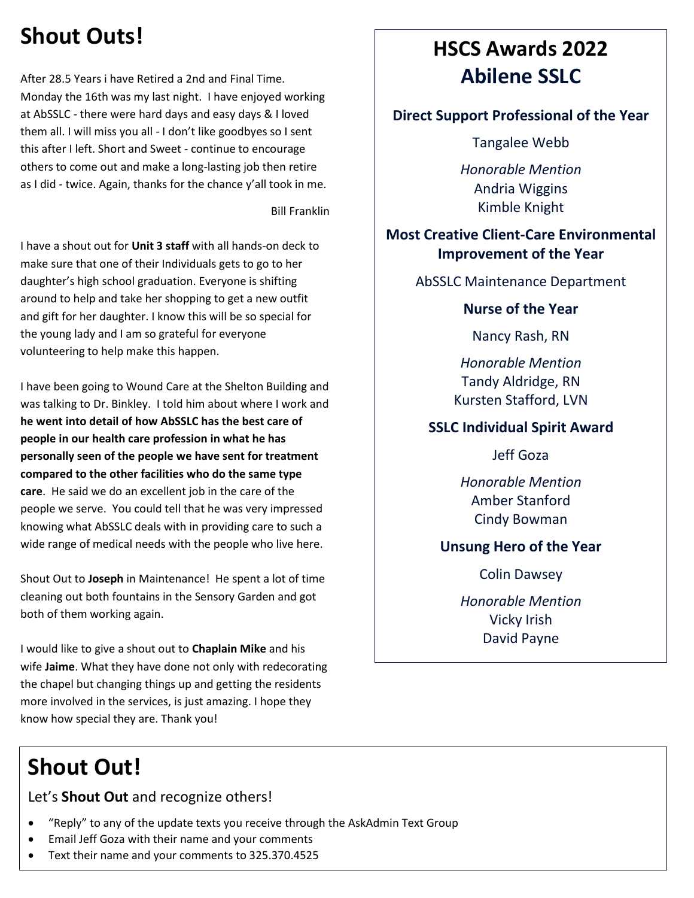# Shout Outs!

After 28.5 Years i have Retired a 2nd and Final Time. Monday the 16th was my last night. I have enjoyed working at AbSSLC - there were hard days and easy days & I loved them all. I will miss you all - I don't like goodbyes so I sent this after I left. Short and Sweet - continue to encourage others to come out and make a long-lasting job then retire as I did - twice. Again, thanks for the chance y'all took in me.

Bill Franklin

I have a shout out for **Unit 3 staff** with all hands-on deck to make sure that one of their Individuals gets to go to her daughter's high school graduation. Everyone is shifting around to help and take her shopping to get a new outfit and gift for her daughter. I know this will be so special for the young lady and I am so grateful for everyone volunteering to help make this happen.

I have been going to Wound Care at the Shelton Building and was talking to Dr. Binkley. I told him about where I work and **he went into detail of how AbSSLC has the best care of people in our health care profession in what he has personally seen of the people we have sent for treatment compared to the other facilities who do the same type care**. He said we do an excellent job in the care of the people we serve. You could tell that he was very impressed knowing what AbSSLC deals with in providing care to such a wide range of medical needs with the people who live here.

Shout Out to **Joseph** in Maintenance! He spent a lot of time cleaning out both fountains in the Sensory Garden and got both of them working again.

I would like to give a shout out to **Chaplain Mike** and his wife **Jaime**. What they have done not only with redecorating the chapel but changing things up and getting the residents more involved in the services, is just amazing. I hope they know how special they are. Thank you!

# HSCS Awards 2022
# Abilene SSLC

### Direct Support Professional of the Year

Tangalee Webb

*Honorable Mention*
Andria Wiggins
Kimble Knight

### Most Creative Client-Care Environmental Improvement of the Year

AbSSLC Maintenance Department

### Nurse of the Year

Nancy Rash, RN

*Honorable Mention*
Tandy Aldridge, RN
Kursten Stafford, LVN

### SSLC Individual Spirit Award

Jeff Goza

*Honorable Mention*
Amber Stanford
Cindy Bowman

### Unsung Hero of the Year

Colin Dawsey

*Honorable Mention*
Vicky Irish
David Payne

# Shout Out!

Let's **Shout Out** and recognize others!

- "Reply" to any of the update texts you receive through the AskAdmin Text Group
- Email Jeff Goza with their name and your comments
- Text their name and your comments to 325.370.4525